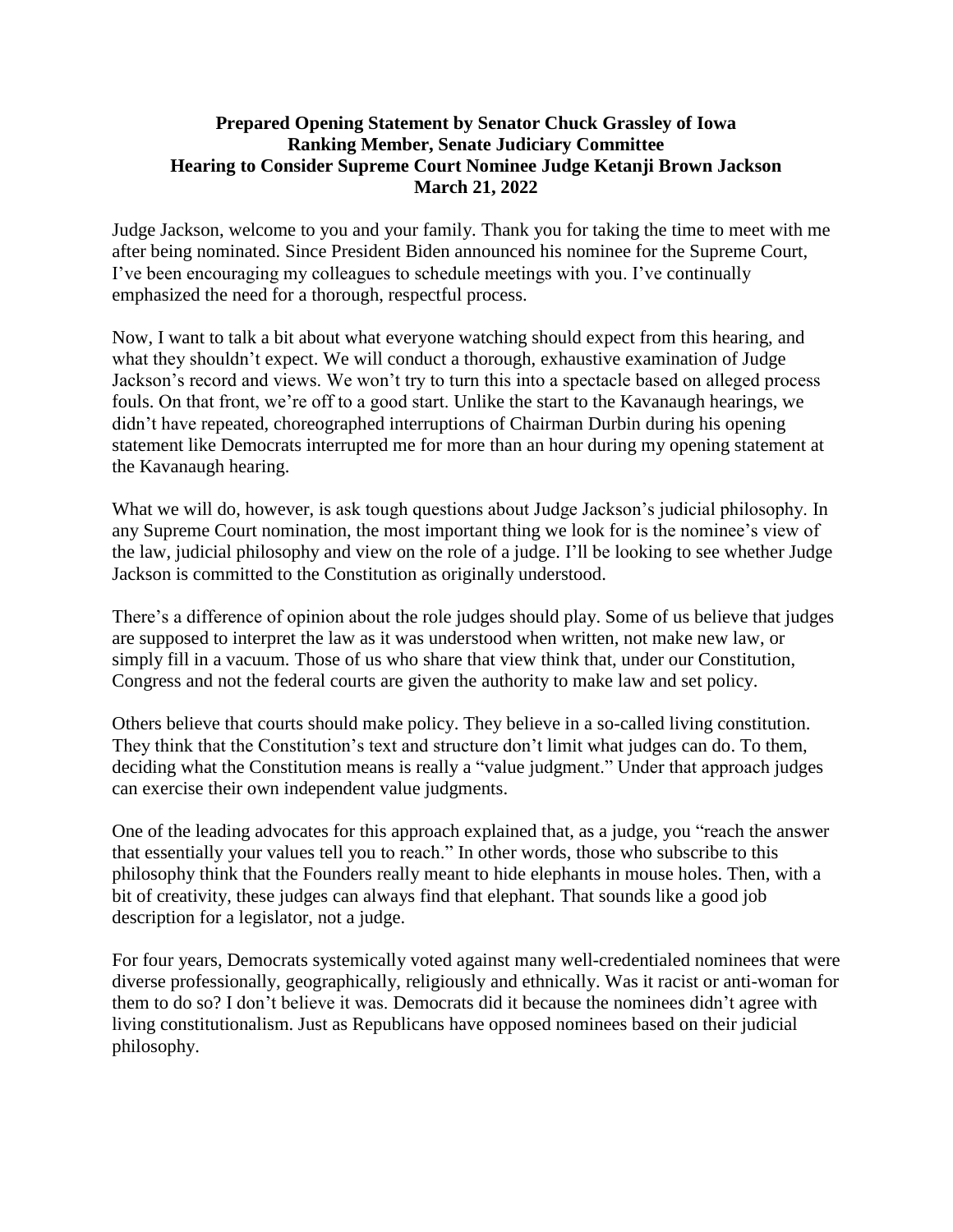**Prepared Opening Statement by Senator Chuck Grassley of Iowa**
**Ranking Member, Senate Judiciary Committee**
**Hearing to Consider Supreme Court Nominee Judge Ketanji Brown Jackson**
**March 21, 2022**

Judge Jackson, welcome to you and your family. Thank you for taking the time to meet with me after being nominated. Since President Biden announced his nominee for the Supreme Court, I've been encouraging my colleagues to schedule meetings with you. I've continually emphasized the need for a thorough, respectful process.

Now, I want to talk a bit about what everyone watching should expect from this hearing, and what they shouldn't expect. We will conduct a thorough, exhaustive examination of Judge Jackson's record and views. We won't try to turn this into a spectacle based on alleged process fouls. On that front, we're off to a good start. Unlike the start to the Kavanaugh hearings, we didn't have repeated, choreographed interruptions of Chairman Durbin during his opening statement like Democrats interrupted me for more than an hour during my opening statement at the Kavanaugh hearing.

What we will do, however, is ask tough questions about Judge Jackson's judicial philosophy. In any Supreme Court nomination, the most important thing we look for is the nominee's view of the law, judicial philosophy and view on the role of a judge. I'll be looking to see whether Judge Jackson is committed to the Constitution as originally understood.

There's a difference of opinion about the role judges should play. Some of us believe that judges are supposed to interpret the law as it was understood when written, not make new law, or simply fill in a vacuum. Those of us who share that view think that, under our Constitution, Congress and not the federal courts are given the authority to make law and set policy.

Others believe that courts should make policy. They believe in a so-called living constitution. They think that the Constitution's text and structure don't limit what judges can do. To them, deciding what the Constitution means is really a "value judgment." Under that approach judges can exercise their own independent value judgments.

One of the leading advocates for this approach explained that, as a judge, you "reach the answer that essentially your values tell you to reach." In other words, those who subscribe to this philosophy think that the Founders really meant to hide elephants in mouse holes. Then, with a bit of creativity, these judges can always find that elephant. That sounds like a good job description for a legislator, not a judge.

For four years, Democrats systemically voted against many well-credentialed nominees that were diverse professionally, geographically, religiously and ethnically. Was it racist or anti-woman for them to do so? I don't believe it was. Democrats did it because the nominees didn't agree with living constitutionalism. Just as Republicans have opposed nominees based on their judicial philosophy.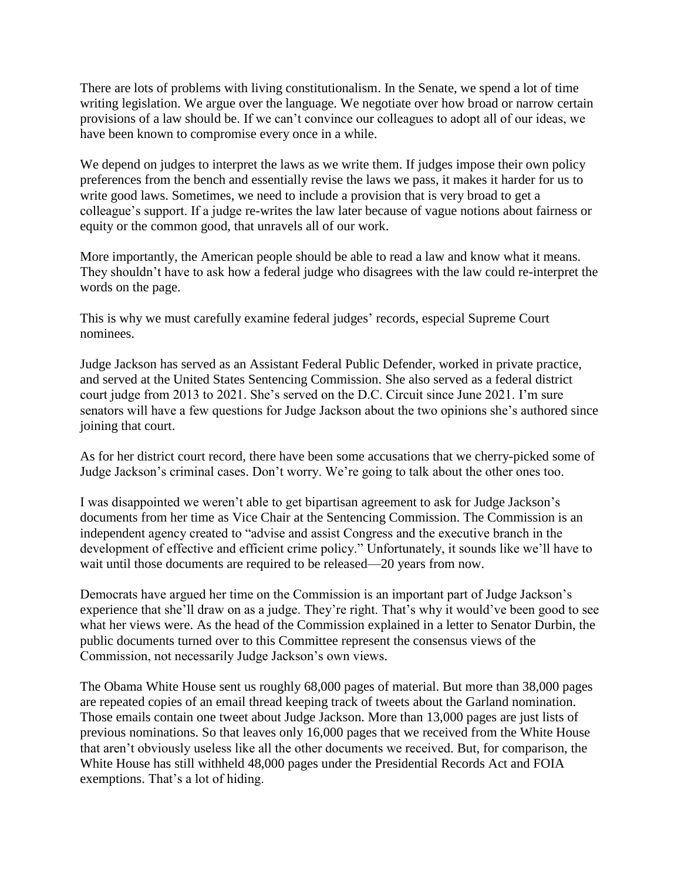There are lots of problems with living constitutionalism. In the Senate, we spend a lot of time writing legislation. We argue over the language. We negotiate over how broad or narrow certain provisions of a law should be. If we can't convince our colleagues to adopt all of our ideas, we have been known to compromise every once in a while.

We depend on judges to interpret the laws as we write them. If judges impose their own policy preferences from the bench and essentially revise the laws we pass, it makes it harder for us to write good laws. Sometimes, we need to include a provision that is very broad to get a colleague's support. If a judge re-writes the law later because of vague notions about fairness or equity or the common good, that unravels all of our work.

More importantly, the American people should be able to read a law and know what it means. They shouldn't have to ask how a federal judge who disagrees with the law could re-interpret the words on the page.

This is why we must carefully examine federal judges' records, especial Supreme Court nominees.

Judge Jackson has served as an Assistant Federal Public Defender, worked in private practice, and served at the United States Sentencing Commission. She also served as a federal district court judge from 2013 to 2021. She's served on the D.C. Circuit since June 2021. I'm sure senators will have a few questions for Judge Jackson about the two opinions she's authored since joining that court.

As for her district court record, there have been some accusations that we cherry-picked some of Judge Jackson's criminal cases. Don't worry. We're going to talk about the other ones too.

I was disappointed we weren't able to get bipartisan agreement to ask for Judge Jackson's documents from her time as Vice Chair at the Sentencing Commission. The Commission is an independent agency created to "advise and assist Congress and the executive branch in the development of effective and efficient crime policy." Unfortunately, it sounds like we'll have to wait until those documents are required to be released—20 years from now.

Democrats have argued her time on the Commission is an important part of Judge Jackson's experience that she'll draw on as a judge. They're right. That's why it would've been good to see what her views were. As the head of the Commission explained in a letter to Senator Durbin, the public documents turned over to this Committee represent the consensus views of the Commission, not necessarily Judge Jackson's own views.

The Obama White House sent us roughly 68,000 pages of material. But more than 38,000 pages are repeated copies of an email thread keeping track of tweets about the Garland nomination. Those emails contain one tweet about Judge Jackson. More than 13,000 pages are just lists of previous nominations. So that leaves only 16,000 pages that we received from the White House that aren't obviously useless like all the other documents we received. But, for comparison, the White House has still withheld 48,000 pages under the Presidential Records Act and FOIA exemptions. That's a lot of hiding.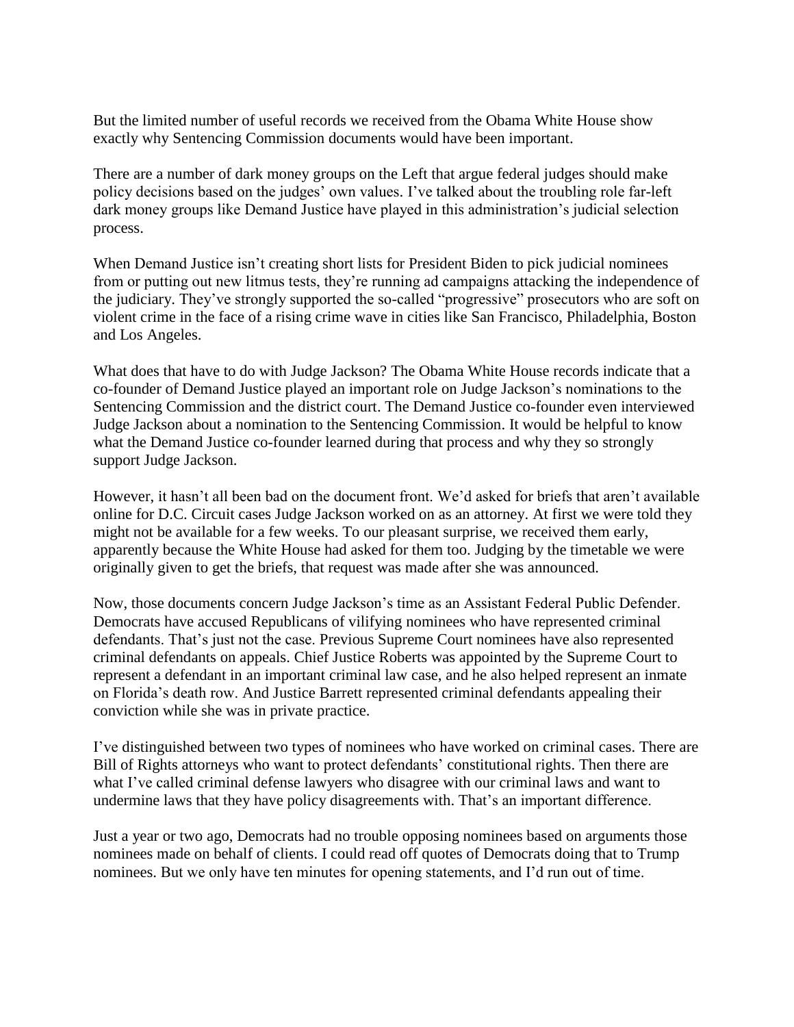But the limited number of useful records we received from the Obama White House show exactly why Sentencing Commission documents would have been important.

There are a number of dark money groups on the Left that argue federal judges should make policy decisions based on the judges' own values. I've talked about the troubling role far-left dark money groups like Demand Justice have played in this administration's judicial selection process.

When Demand Justice isn't creating short lists for President Biden to pick judicial nominees from or putting out new litmus tests, they're running ad campaigns attacking the independence of the judiciary. They've strongly supported the so-called "progressive" prosecutors who are soft on violent crime in the face of a rising crime wave in cities like San Francisco, Philadelphia, Boston and Los Angeles.

What does that have to do with Judge Jackson? The Obama White House records indicate that a co-founder of Demand Justice played an important role on Judge Jackson's nominations to the Sentencing Commission and the district court. The Demand Justice co-founder even interviewed Judge Jackson about a nomination to the Sentencing Commission. It would be helpful to know what the Demand Justice co-founder learned during that process and why they so strongly support Judge Jackson.

However, it hasn't all been bad on the document front. We'd asked for briefs that aren't available online for D.C. Circuit cases Judge Jackson worked on as an attorney. At first we were told they might not be available for a few weeks. To our pleasant surprise, we received them early, apparently because the White House had asked for them too. Judging by the timetable we were originally given to get the briefs, that request was made after she was announced.

Now, those documents concern Judge Jackson's time as an Assistant Federal Public Defender. Democrats have accused Republicans of vilifying nominees who have represented criminal defendants. That's just not the case. Previous Supreme Court nominees have also represented criminal defendants on appeals. Chief Justice Roberts was appointed by the Supreme Court to represent a defendant in an important criminal law case, and he also helped represent an inmate on Florida's death row. And Justice Barrett represented criminal defendants appealing their conviction while she was in private practice.

I've distinguished between two types of nominees who have worked on criminal cases. There are Bill of Rights attorneys who want to protect defendants' constitutional rights. Then there are what I've called criminal defense lawyers who disagree with our criminal laws and want to undermine laws that they have policy disagreements with. That's an important difference.

Just a year or two ago, Democrats had no trouble opposing nominees based on arguments those nominees made on behalf of clients. I could read off quotes of Democrats doing that to Trump nominees. But we only have ten minutes for opening statements, and I'd run out of time.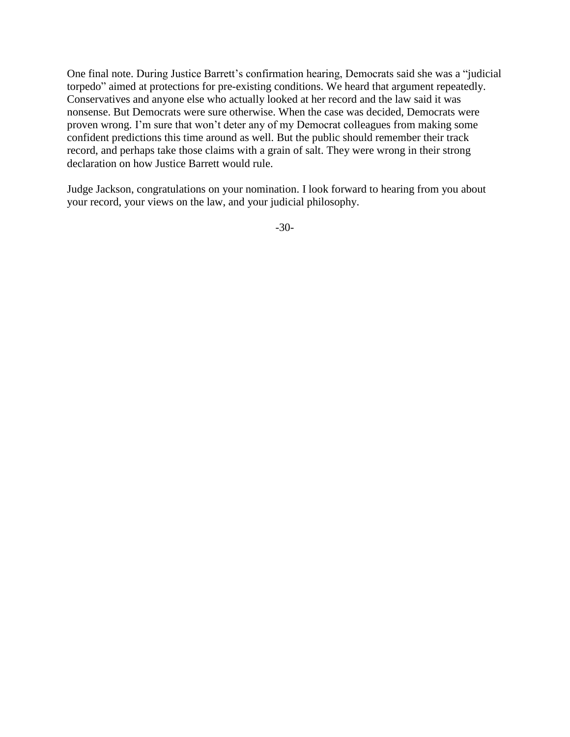One final note. During Justice Barrett's confirmation hearing, Democrats said she was a "judicial torpedo" aimed at protections for pre-existing conditions. We heard that argument repeatedly. Conservatives and anyone else who actually looked at her record and the law said it was nonsense. But Democrats were sure otherwise. When the case was decided, Democrats were proven wrong. I'm sure that won't deter any of my Democrat colleagues from making some confident predictions this time around as well. But the public should remember their track record, and perhaps take those claims with a grain of salt. They were wrong in their strong declaration on how Justice Barrett would rule.

Judge Jackson, congratulations on your nomination. I look forward to hearing from you about your record, your views on the law, and your judicial philosophy.

-30-